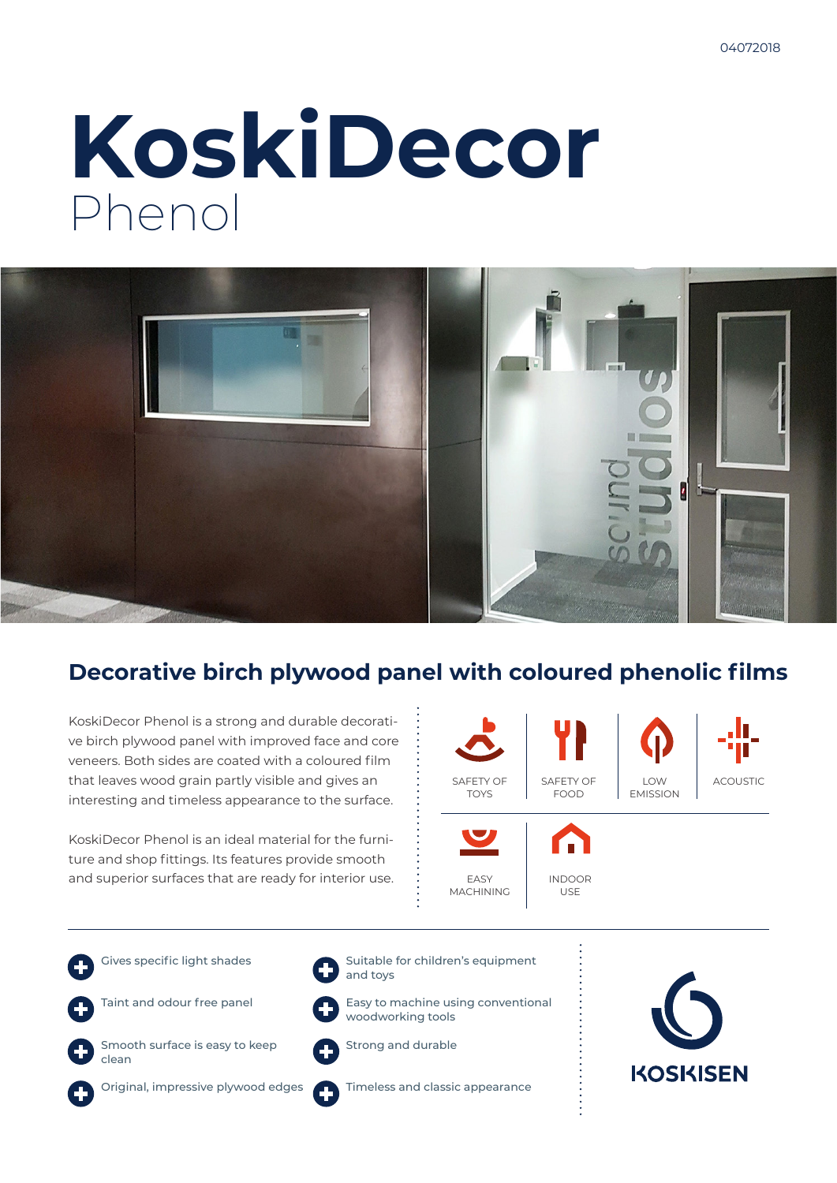04072018

# KoskiDecor
Phenol

## Decorative birch plywood panel with coloured phenolic films

KoskiDecor Phenol is a strong and durable decorative birch plywood panel with improved face and core veneers. Both sides are coated with a coloured film that leaves wood grain partly visible and gives an interesting and timeless appearance to the surface.

KoskiDecor Phenol is an ideal material for the furniture and shop fittings. Its features provide smooth and superior surfaces that are ready for interior use.

SAFETY OF TOYS | SAFETY OF FOOD | LOW EMISSION | ACOUSTIC | EASY MACHINING | INDOOR USE

- Gives specific light shades
- Taint and odour free panel
- Smooth surface is easy to keep clean
- Original, impressive plywood edges
- Suitable for children's equipment and toys
- Easy to machine using conventional woodworking tools
- Strong and durable
- Timeless and classic appearance

KOSKISEN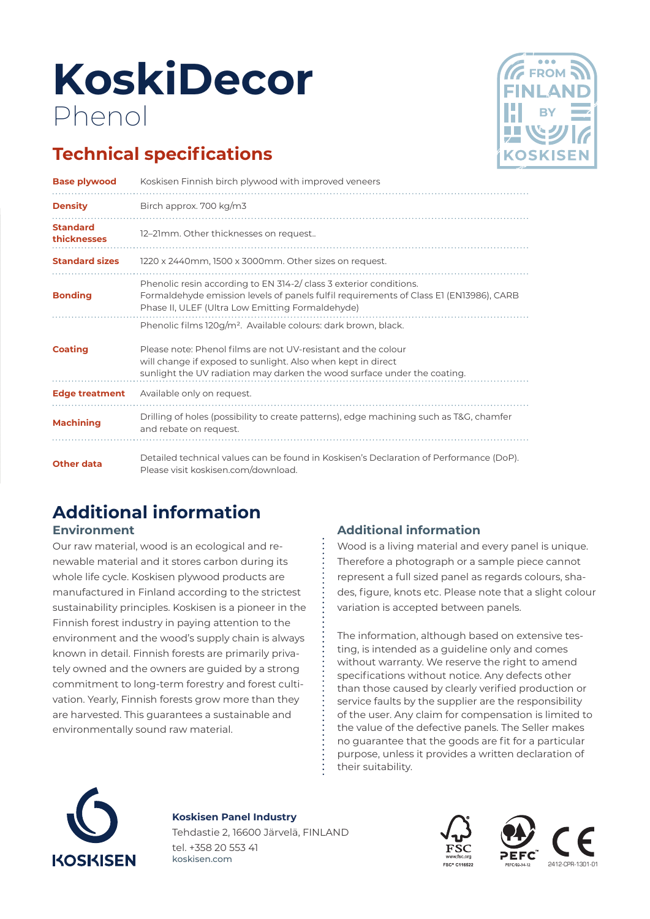# KoskiDecor
Phenol

## Technical specifications

| | |
|---|---|
| **Base plywood** | Koskisen Finnish birch plywood with improved veneers |
| **Density** | Birch approx. 700 kg/m3 |
| **Standard thicknesses** | 12–21mm. Other thicknesses on request.. |
| **Standard sizes** | 1220 x 2440mm, 1500 x 3000mm. Other sizes on request. |
| **Bonding** | Phenolic resin according to EN 314-2/ class 3 exterior conditions. Formaldehyde emission levels of panels fulfil requirements of Class E1 (EN13986), CARB Phase II, ULEF (Ultra Low Emitting Formaldehyde) |
| **Coating** | Phenolic films 120g/m². Available colours: dark brown, black. Please note: Phenol films are not UV-resistant and the colour will change if exposed to sunlight. Also when kept in direct sunlight the UV radiation may darken the wood surface under the coating. |
| **Edge treatment** | Available only on request. |
| **Machining** | Drilling of holes (possibility to create patterns), edge machining such as T&G, chamfer and rebate on request. |
| **Other data** | Detailed technical values can be found in Koskisen's Declaration of Performance (DoP). Please visit koskisen.com/download. |

## Additional information

### Environment

Our raw material, wood is an ecological and renewable material and it stores carbon during its whole life cycle. Koskisen plywood products are manufactured in Finland according to the strictest sustainability principles. Koskisen is a pioneer in the Finnish forest industry in paying attention to the environment and the wood's supply chain is always known in detail. Finnish forests are primarily privately owned and the owners are guided by a strong commitment to long-term forestry and forest cultivation. Yearly, Finnish forests grow more than they are harvested. This guarantees a sustainable and environmentally sound raw material.

### Additional information

Wood is a living material and every panel is unique. Therefore a photograph or a sample piece cannot represent a full sized panel as regards colours, shades, figure, knots etc. Please note that a slight colour variation is accepted between panels.

The information, although based on extensive testing, is intended as a guideline only and comes without warranty. We reserve the right to amend specifications without notice. Any defects other than those caused by clearly verified production or service faults by the supplier are the responsibility of the user. Any claim for compensation is limited to the value of the defective panels. The Seller makes no guarantee that the goods are fit for a particular purpose, unless it provides a written declaration of their suitability.

**Koskisen Panel Industry**
Tehdastie 2, 16600 Järvelä, FINLAND
tel. +358 20 553 41
koskisen.com

FSC® C116522 · PEFC/02-34-12 · 2412-CPR-1301-01